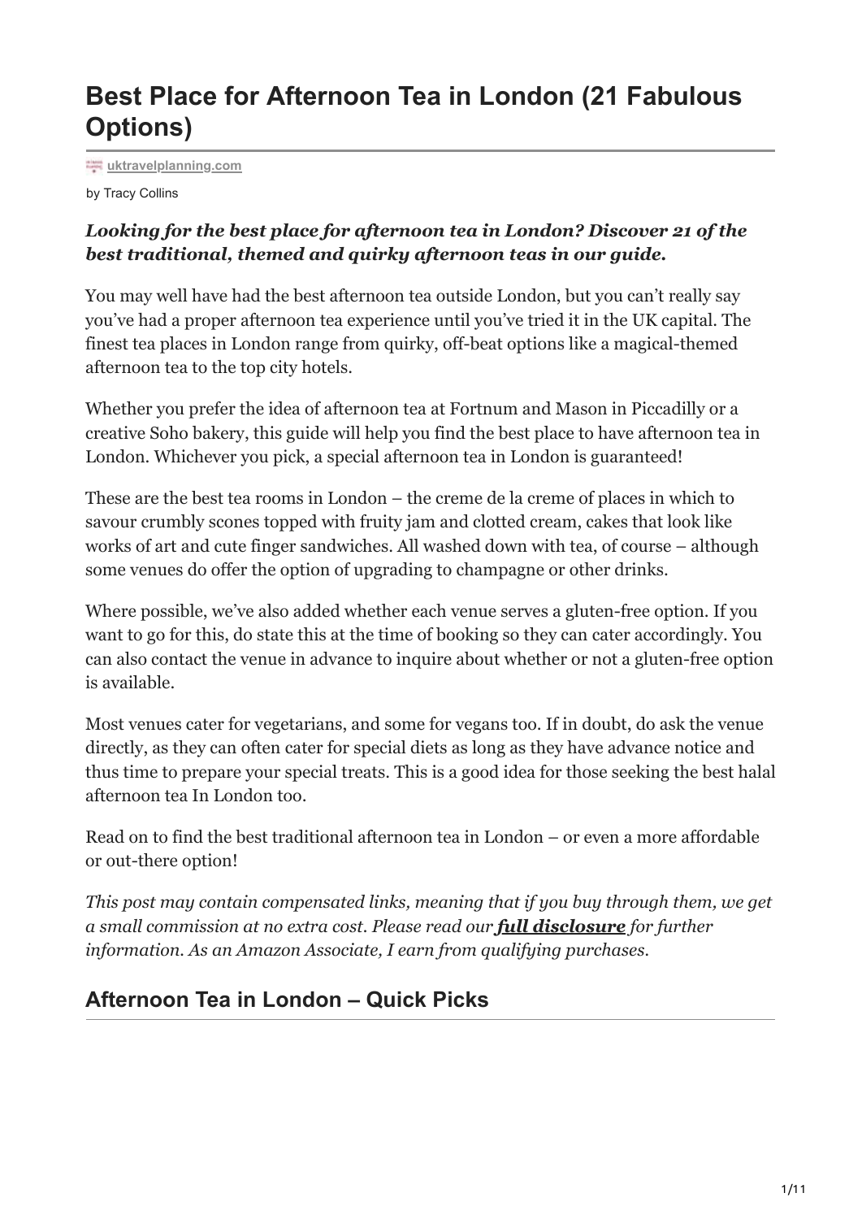# Best Place for Afternoon Tea in London (21 Fabulous Options)

**uktravelplanning.com**

by Tracy Collins

***Looking for the best place for afternoon tea in London? Discover 21 of the best traditional, themed and quirky afternoon teas in our guide.***

You may well have had the best afternoon tea outside London, but you can't really say you've had a proper afternoon tea experience until you've tried it in the UK capital. The finest tea places in London range from quirky, off-beat options like a magical-themed afternoon tea to the top city hotels.

Whether you prefer the idea of afternoon tea at Fortnum and Mason in Piccadilly or a creative Soho bakery, this guide will help you find the best place to have afternoon tea in London. Whichever you pick, a special afternoon tea in London is guaranteed!

These are the best tea rooms in London – the creme de la creme of places in which to savour crumbly scones topped with fruity jam and clotted cream, cakes that look like works of art and cute finger sandwiches. All washed down with tea, of course – although some venues do offer the option of upgrading to champagne or other drinks.

Where possible, we've also added whether each venue serves a gluten-free option. If you want to go for this, do state this at the time of booking so they can cater accordingly. You can also contact the venue in advance to inquire about whether or not a gluten-free option is available.

Most venues cater for vegetarians, and some for vegans too. If in doubt, do ask the venue directly, as they can often cater for special diets as long as they have advance notice and thus time to prepare your special treats. This is a good idea for those seeking the best halal afternoon tea In London too.

Read on to find the best traditional afternoon tea in London – or even a more affordable or out-there option!

*This post may contain compensated links, meaning that if you buy through them, we get a small commission at no extra cost. Please read our* ***full disclosure*** *for further information. As an Amazon Associate, I earn from qualifying purchases.*

## Afternoon Tea in London – Quick Picks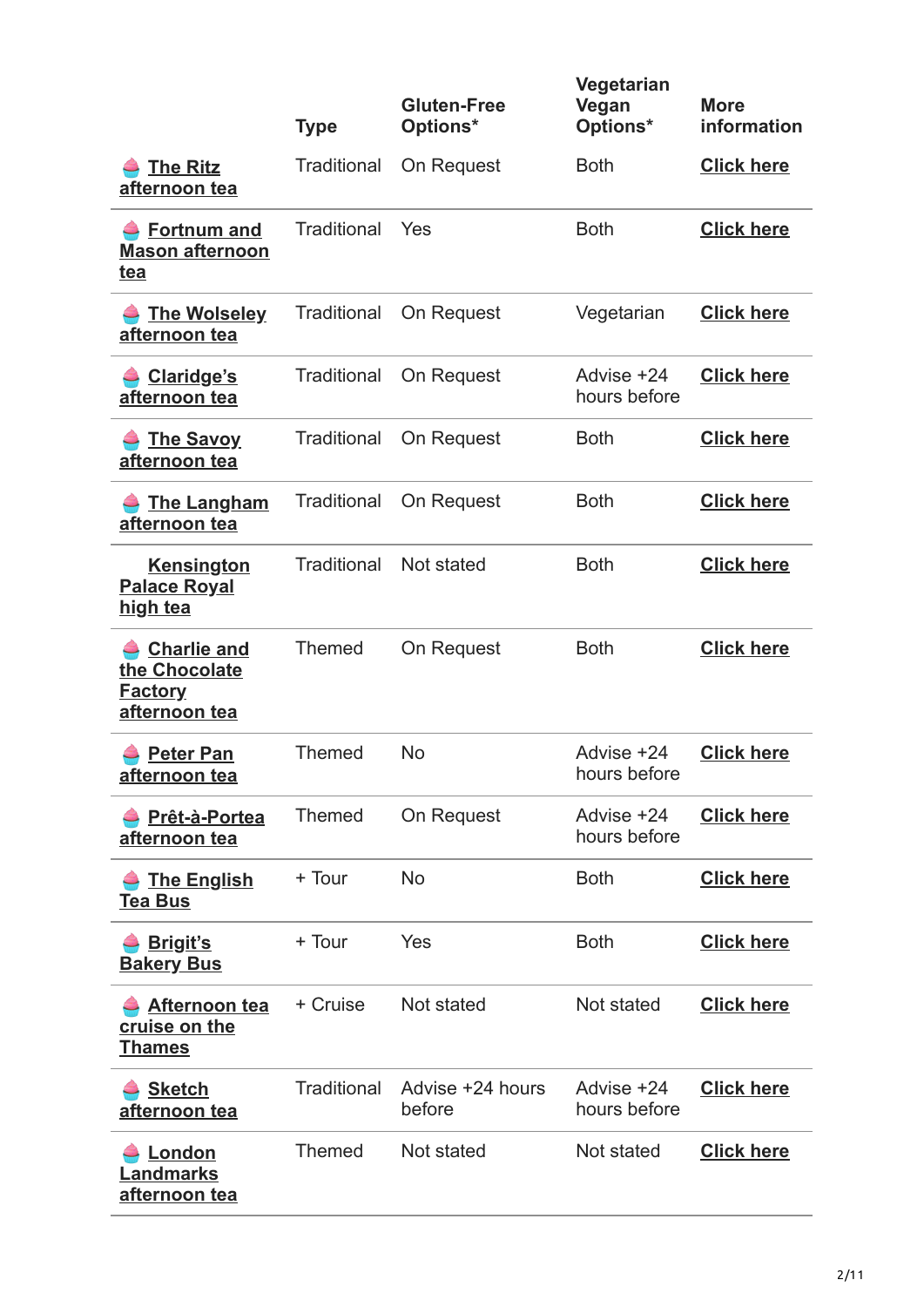| | Type | Gluten-Free Options* | Vegetarian Vegan Options* | More information |
|---|---|---|---|---|
| 🧁 **The Ritz afternoon tea** | Traditional | On Request | Both | **Click here** |
| 🧁 **Fortnum and Mason afternoon tea** | Traditional | Yes | Both | **Click here** |
| 🧁 **The Wolseley afternoon tea** | Traditional | On Request | Vegetarian | **Click here** |
| 🧁 **Claridge's afternoon tea** | Traditional | On Request | Advise +24 hours before | **Click here** |
| 🧁 **The Savoy afternoon tea** | Traditional | On Request | Both | **Click here** |
| 🧁 **The Langham afternoon tea** | Traditional | On Request | Both | **Click here** |
| **Kensington Palace Royal high tea** | Traditional | Not stated | Both | **Click here** |
| 🧁 **Charlie and the Chocolate Factory afternoon tea** | Themed | On Request | Both | **Click here** |
| 🧁 **Peter Pan afternoon tea** | Themed | No | Advise +24 hours before | **Click here** |
| 🧁 **Prêt-à-Portea afternoon tea** | Themed | On Request | Advise +24 hours before | **Click here** |
| 🧁 **The English Tea Bus** | + Tour | No | Both | **Click here** |
| 🧁 **Brigit's Bakery Bus** | + Tour | Yes | Both | **Click here** |
| 🧁 **Afternoon tea cruise on the Thames** | + Cruise | Not stated | Not stated | **Click here** |
| 🧁 **Sketch afternoon tea** | Traditional | Advise +24 hours before | Advise +24 hours before | **Click here** |
| 🧁 **London Landmarks afternoon tea** | Themed | Not stated | Not stated | **Click here** |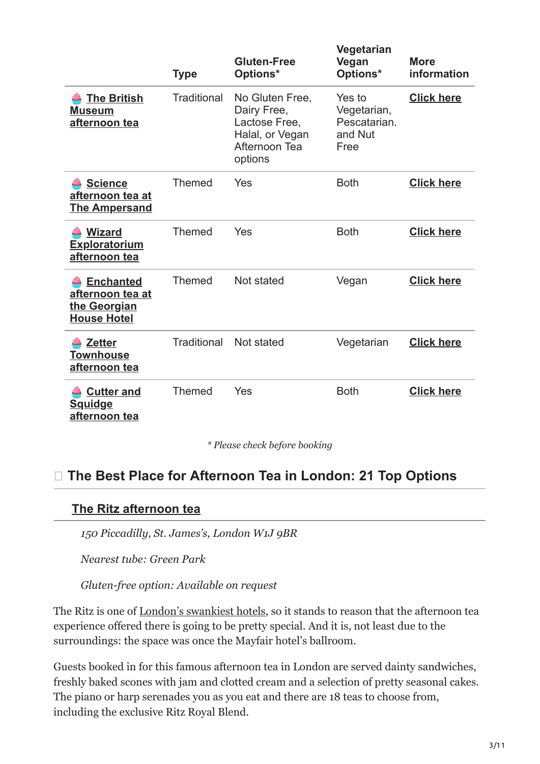| | Type | Gluten-Free Options* | Vegetarian Vegan Options* | More information |
|---|---|---|---|---|
| 🧁 **The British Museum afternoon tea** | Traditional | No Gluten Free, Dairy Free, Lactose Free, Halal, or Vegan Afternoon Tea options | Yes to Vegetarian, Pescatarian. and Nut Free | **Click here** |
| 🧁 **Science afternoon tea at The Ampersand** | Themed | Yes | Both | **Click here** |
| 🧁 **Wizard Exploratorium afternoon tea** | Themed | Yes | Both | **Click here** |
| 🧁 **Enchanted afternoon tea at the Georgian House Hotel** | Themed | Not stated | Vegan | **Click here** |
| 🧁 **Zetter Townhouse afternoon tea** | Traditional | Not stated | Vegetarian | **Click here** |
| 🧁 **Cutter and Squidge afternoon tea** | Themed | Yes | Both | **Click here** |

*\* Please check before booking*

## The Best Place for Afternoon Tea in London: 21 Top Options

### The Ritz afternoon tea

*150 Piccadilly, St. James's, London W1J 9BR*

*Nearest tube: Green Park*

*Gluten-free option: Available on request*

The Ritz is one of London's swankiest hotels, so it stands to reason that the afternoon tea experience offered there is going to be pretty special. And it is, not least due to the surroundings: the space was once the Mayfair hotel's ballroom.

Guests booked in for this famous afternoon tea in London are served dainty sandwiches, freshly baked scones with jam and clotted cream and a selection of pretty seasonal cakes. The piano or harp serenades you as you eat and there are 18 teas to choose from, including the exclusive Ritz Royal Blend.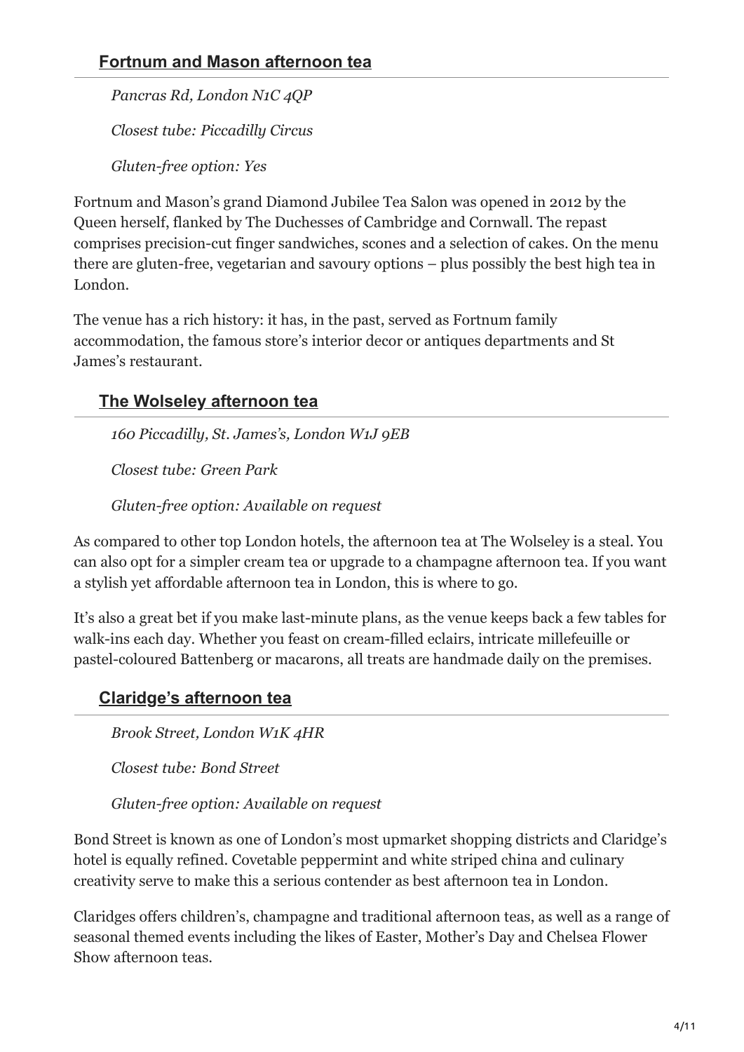### Fortnum and Mason afternoon tea

*Pancras Rd, London N1C 4QP*

*Closest tube: Piccadilly Circus*

*Gluten-free option: Yes*

Fortnum and Mason's grand Diamond Jubilee Tea Salon was opened in 2012 by the Queen herself, flanked by The Duchesses of Cambridge and Cornwall. The repast comprises precision-cut finger sandwiches, scones and a selection of cakes. On the menu there are gluten-free, vegetarian and savoury options – plus possibly the best high tea in London.

The venue has a rich history: it has, in the past, served as Fortnum family accommodation, the famous store's interior decor or antiques departments and St James's restaurant.

### The Wolseley afternoon tea

*160 Piccadilly, St. James's, London W1J 9EB*

*Closest tube: Green Park*

*Gluten-free option: Available on request*

As compared to other top London hotels, the afternoon tea at The Wolseley is a steal. You can also opt for a simpler cream tea or upgrade to a champagne afternoon tea. If you want a stylish yet affordable afternoon tea in London, this is where to go.

It's also a great bet if you make last-minute plans, as the venue keeps back a few tables for walk-ins each day. Whether you feast on cream-filled eclairs, intricate millefeuille or pastel-coloured Battenberg or macarons, all treats are handmade daily on the premises.

### Claridge's afternoon tea

*Brook Street, London W1K 4HR*

*Closest tube: Bond Street*

*Gluten-free option: Available on request*

Bond Street is known as one of London's most upmarket shopping districts and Claridge's hotel is equally refined. Covetable peppermint and white striped china and culinary creativity serve to make this a serious contender as best afternoon tea in London.

Claridges offers children's, champagne and traditional afternoon teas, as well as a range of seasonal themed events including the likes of Easter, Mother's Day and Chelsea Flower Show afternoon teas.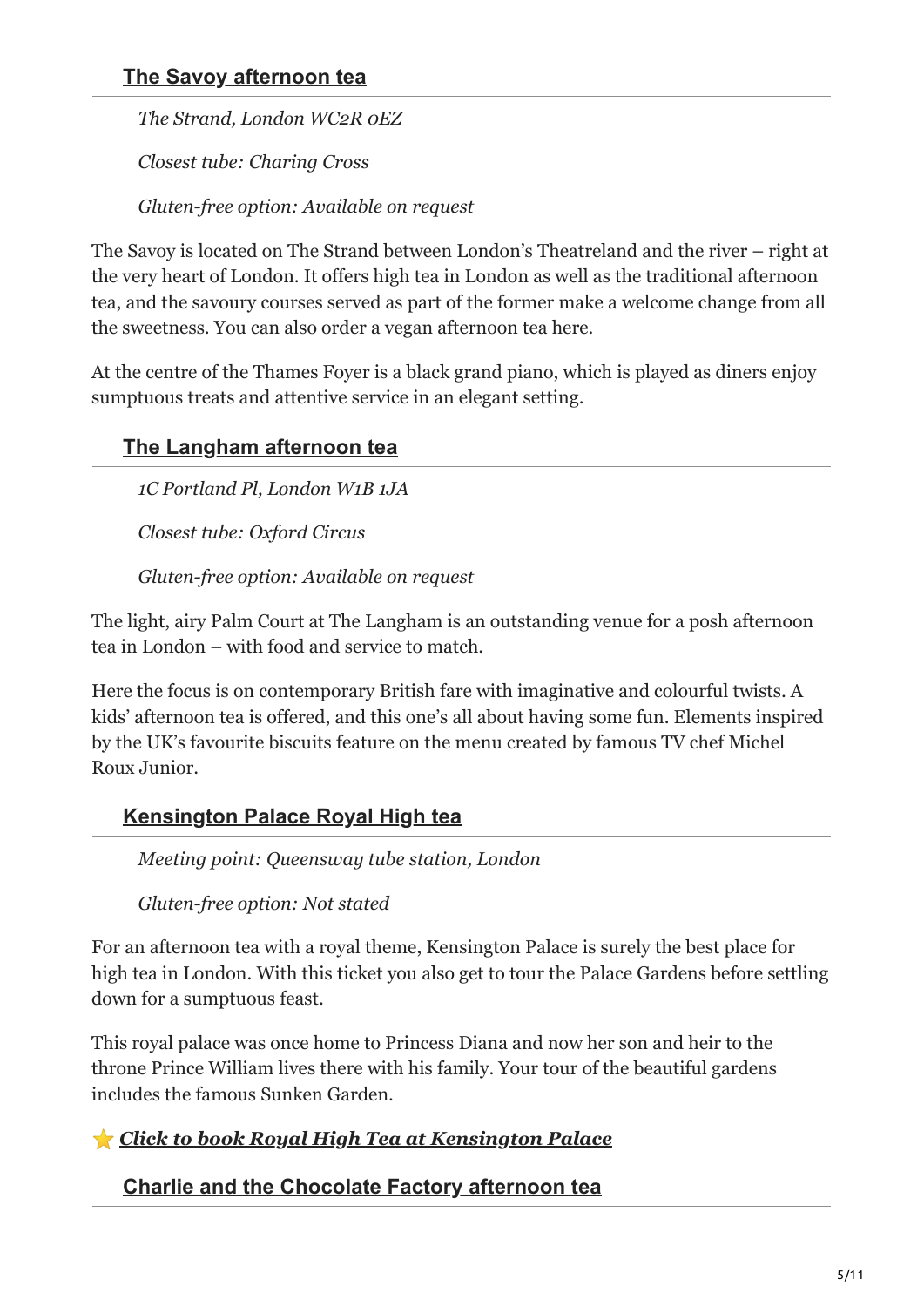## The Savoy afternoon tea

*The Strand, London WC2R 0EZ*

*Closest tube: Charing Cross*

*Gluten-free option: Available on request*

The Savoy is located on The Strand between London's Theatreland and the river – right at the very heart of London. It offers high tea in London as well as the traditional afternoon tea, and the savoury courses served as part of the former make a welcome change from all the sweetness. You can also order a vegan afternoon tea here.

At the centre of the Thames Foyer is a black grand piano, which is played as diners enjoy sumptuous treats and attentive service in an elegant setting.

## The Langham afternoon tea

*1C Portland Pl, London W1B 1JA*

*Closest tube: Oxford Circus*

*Gluten-free option: Available on request*

The light, airy Palm Court at The Langham is an outstanding venue for a posh afternoon tea in London – with food and service to match.

Here the focus is on contemporary British fare with imaginative and colourful twists. A kids' afternoon tea is offered, and this one's all about having some fun. Elements inspired by the UK's favourite biscuits feature on the menu created by famous TV chef Michel Roux Junior.

## Kensington Palace Royal High tea

*Meeting point: Queensway tube station, London*

*Gluten-free option: Not stated*

For an afternoon tea with a royal theme, Kensington Palace is surely the best place for high tea in London. With this ticket you also get to tour the Palace Gardens before settling down for a sumptuous feast.

This royal palace was once home to Princess Diana and now her son and heir to the throne Prince William lives there with his family. Your tour of the beautiful gardens includes the famous Sunken Garden.

⭐ ***Click to book Royal High Tea at Kensington Palace***

## Charlie and the Chocolate Factory afternoon tea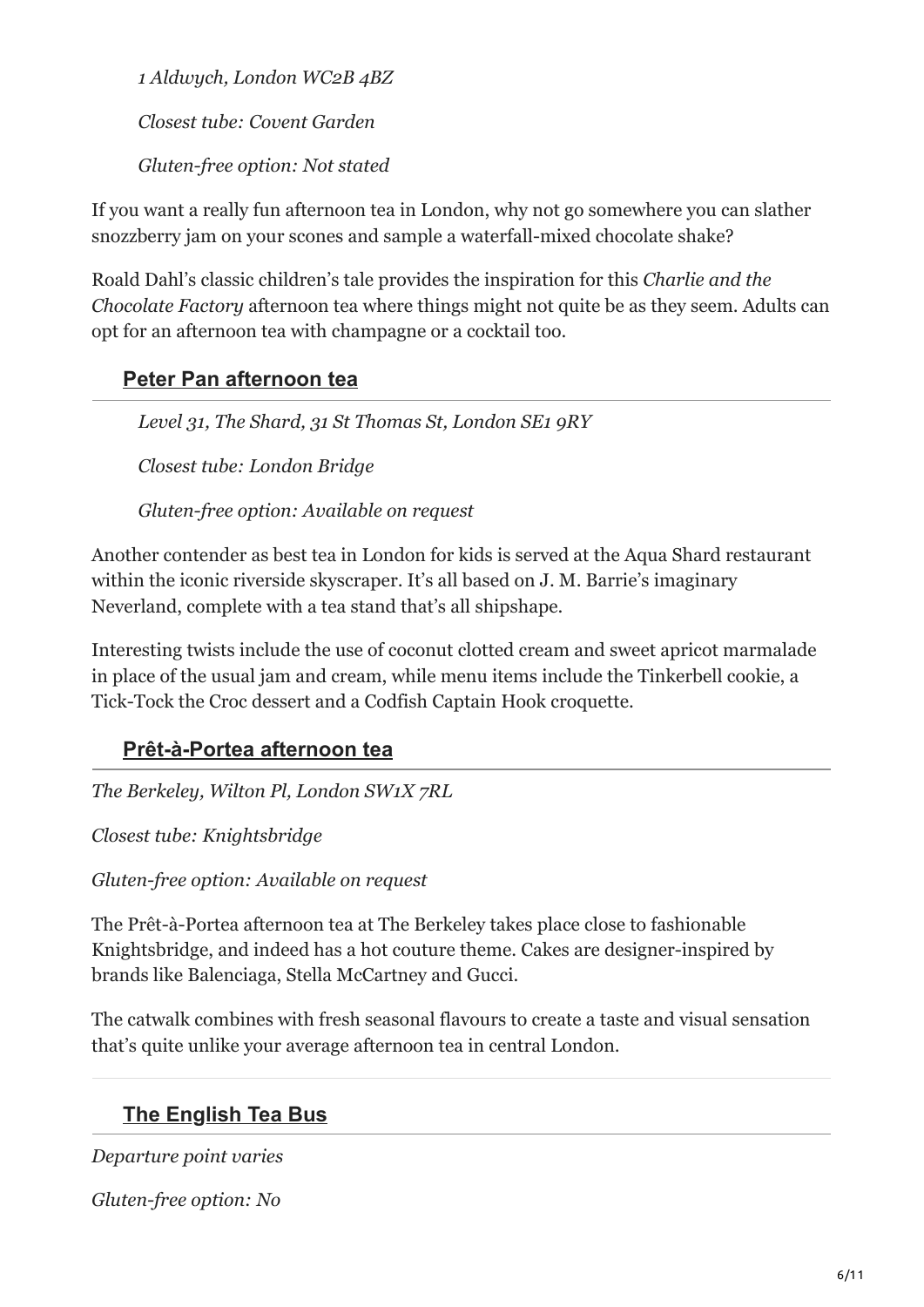*1 Aldwych, London WC2B 4BZ*

*Closest tube: Covent Garden*

*Gluten-free option: Not stated*

If you want a really fun afternoon tea in London, why not go somewhere you can slather snozzberry jam on your scones and sample a waterfall-mixed chocolate shake?

Roald Dahl's classic children's tale provides the inspiration for this *Charlie and the Chocolate Factory* afternoon tea where things might not quite be as they seem. Adults can opt for an afternoon tea with champagne or a cocktail too.

## Peter Pan afternoon tea

*Level 31, The Shard, 31 St Thomas St, London SE1 9RY*

*Closest tube: London Bridge*

*Gluten-free option: Available on request*

Another contender as best tea in London for kids is served at the Aqua Shard restaurant within the iconic riverside skyscraper. It's all based on J. M. Barrie's imaginary Neverland, complete with a tea stand that's all shipshape.

Interesting twists include the use of coconut clotted cream and sweet apricot marmalade in place of the usual jam and cream, while menu items include the Tinkerbell cookie, a Tick-Tock the Croc dessert and a Codfish Captain Hook croquette.

## Prêt-à-Portea afternoon tea

*The Berkeley, Wilton Pl, London SW1X 7RL*

*Closest tube: Knightsbridge*

*Gluten-free option: Available on request*

The Prêt-à-Portea afternoon tea at The Berkeley takes place close to fashionable Knightsbridge, and indeed has a hot couture theme. Cakes are designer-inspired by brands like Balenciaga, Stella McCartney and Gucci.

The catwalk combines with fresh seasonal flavours to create a taste and visual sensation that's quite unlike your average afternoon tea in central London.

## The English Tea Bus

*Departure point varies*

*Gluten-free option: No*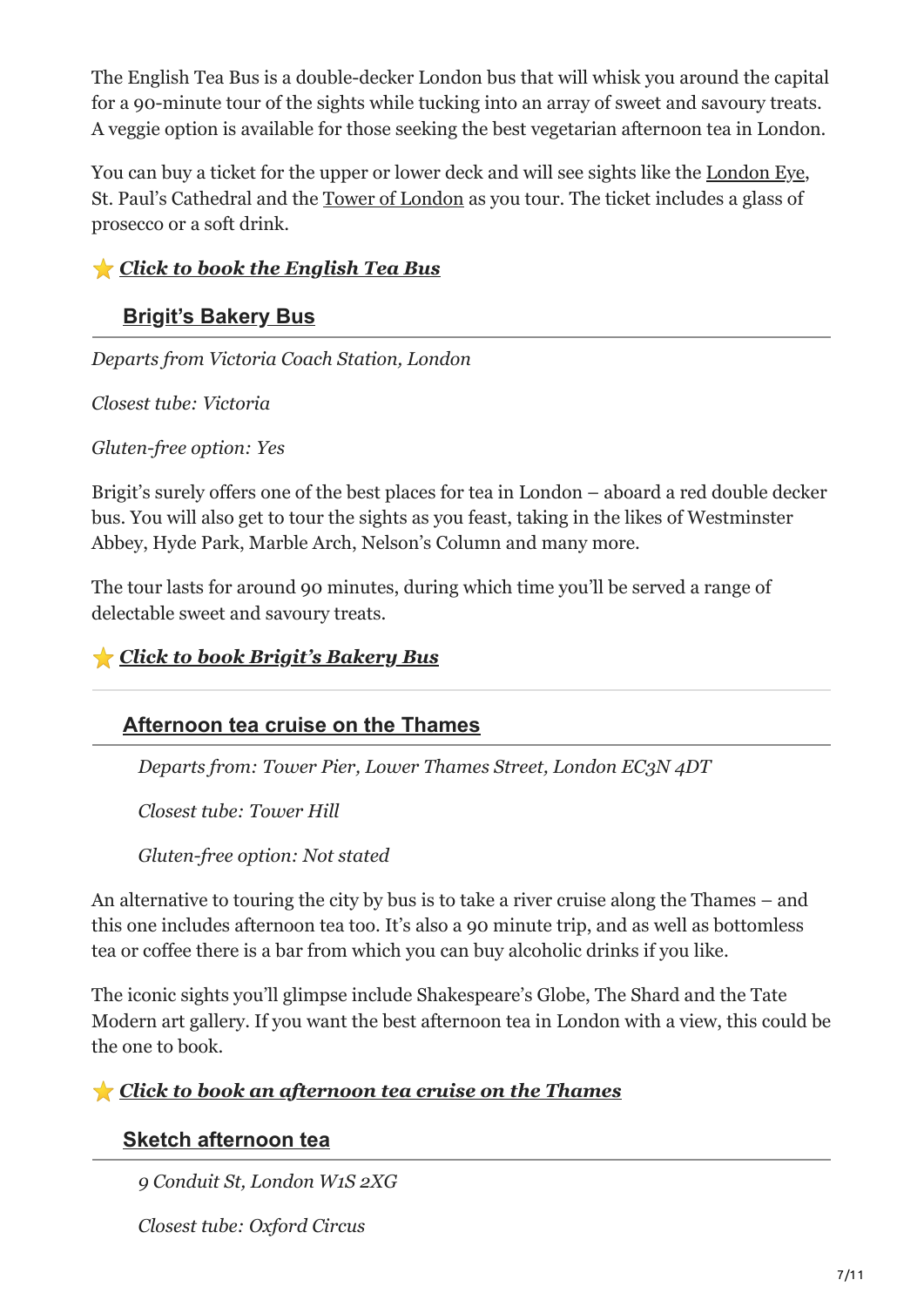The English Tea Bus is a double-decker London bus that will whisk you around the capital for a 90-minute tour of the sights while tucking into an array of sweet and savoury treats. A veggie option is available for those seeking the best vegetarian afternoon tea in London.

You can buy a ticket for the upper or lower deck and will see sights like the London Eye, St. Paul's Cathedral and the Tower of London as you tour. The ticket includes a glass of prosecco or a soft drink.

⭐ ***Click to book the English Tea Bus***

### Brigit's Bakery Bus

*Departs from Victoria Coach Station, London*

*Closest tube: Victoria*

*Gluten-free option: Yes*

Brigit's surely offers one of the best places for tea in London – aboard a red double decker bus. You will also get to tour the sights as you feast, taking in the likes of Westminster Abbey, Hyde Park, Marble Arch, Nelson's Column and many more.

The tour lasts for around 90 minutes, during which time you'll be served a range of delectable sweet and savoury treats.

⭐ ***Click to book Brigit's Bakery Bus***

---

### Afternoon tea cruise on the Thames

*Departs from: Tower Pier, Lower Thames Street, London EC3N 4DT*

*Closest tube: Tower Hill*

*Gluten-free option: Not stated*

An alternative to touring the city by bus is to take a river cruise along the Thames – and this one includes afternoon tea too. It's also a 90 minute trip, and as well as bottomless tea or coffee there is a bar from which you can buy alcoholic drinks if you like.

The iconic sights you'll glimpse include Shakespeare's Globe, The Shard and the Tate Modern art gallery. If you want the best afternoon tea in London with a view, this could be the one to book.

⭐ ***Click to book an afternoon tea cruise on the Thames***

### Sketch afternoon tea

*9 Conduit St, London W1S 2XG*

*Closest tube: Oxford Circus*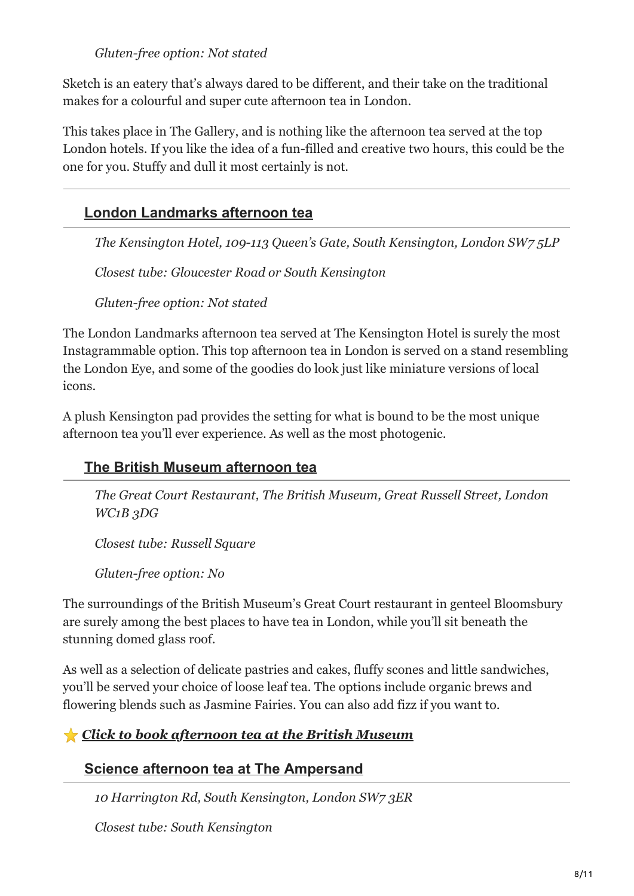*Gluten-free option: Not stated*

Sketch is an eatery that's always dared to be different, and their take on the traditional makes for a colourful and super cute afternoon tea in London.

This takes place in The Gallery, and is nothing like the afternoon tea served at the top London hotels. If you like the idea of a fun-filled and creative two hours, this could be the one for you. Stuffy and dull it most certainly is not.

---

### London Landmarks afternoon tea

*The Kensington Hotel, 109-113 Queen's Gate, South Kensington, London SW7 5LP*

*Closest tube: Gloucester Road or South Kensington*

*Gluten-free option: Not stated*

The London Landmarks afternoon tea served at The Kensington Hotel is surely the most Instagrammable option. This top afternoon tea in London is served on a stand resembling the London Eye, and some of the goodies do look just like miniature versions of local icons.

A plush Kensington pad provides the setting for what is bound to be the most unique afternoon tea you'll ever experience. As well as the most photogenic.

### The British Museum afternoon tea

*The Great Court Restaurant, The British Museum, Great Russell Street, London WC1B 3DG*

*Closest tube: Russell Square*

*Gluten-free option: No*

The surroundings of the British Museum's Great Court restaurant in genteel Bloomsbury are surely among the best places to have tea in London, while you'll sit beneath the stunning domed glass roof.

As well as a selection of delicate pastries and cakes, fluffy scones and little sandwiches, you'll be served your choice of loose leaf tea. The options include organic brews and flowering blends such as Jasmine Fairies. You can also add fizz if you want to.

⭐ ***Click to book afternoon tea at the British Museum***

### Science afternoon tea at The Ampersand

*10 Harrington Rd, South Kensington, London SW7 3ER*

*Closest tube: South Kensington*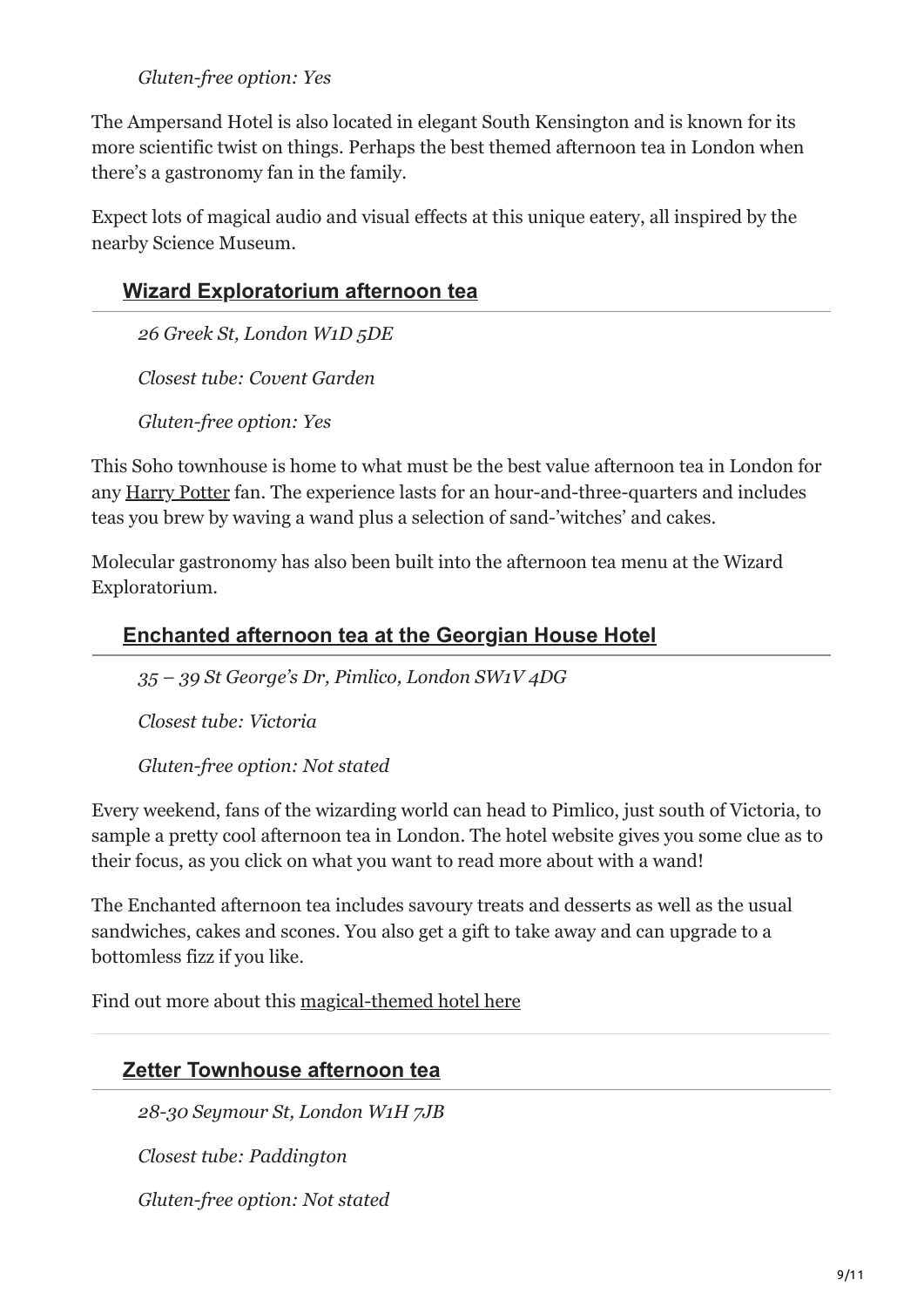*Gluten-free option: Yes*

The Ampersand Hotel is also located in elegant South Kensington and is known for its more scientific twist on things. Perhaps the best themed afternoon tea in London when there's a gastronomy fan in the family.

Expect lots of magical audio and visual effects at this unique eatery, all inspired by the nearby Science Museum.

## Wizard Exploratorium afternoon tea

*26 Greek St, London W1D 5DE*

*Closest tube: Covent Garden*

*Gluten-free option: Yes*

This Soho townhouse is home to what must be the best value afternoon tea in London for any Harry Potter fan. The experience lasts for an hour-and-three-quarters and includes teas you brew by waving a wand plus a selection of sand-'witches' and cakes.

Molecular gastronomy has also been built into the afternoon tea menu at the Wizard Exploratorium.

## Enchanted afternoon tea at the Georgian House Hotel

*35 – 39 St George's Dr, Pimlico, London SW1V 4DG*

*Closest tube: Victoria*

*Gluten-free option: Not stated*

Every weekend, fans of the wizarding world can head to Pimlico, just south of Victoria, to sample a pretty cool afternoon tea in London. The hotel website gives you some clue as to their focus, as you click on what you want to read more about with a wand!

The Enchanted afternoon tea includes savoury treats and desserts as well as the usual sandwiches, cakes and scones. You also get a gift to take away and can upgrade to a bottomless fizz if you like.

Find out more about this magical-themed hotel here

## Zetter Townhouse afternoon tea

*28-30 Seymour St, London W1H 7JB*

*Closest tube: Paddington*

*Gluten-free option: Not stated*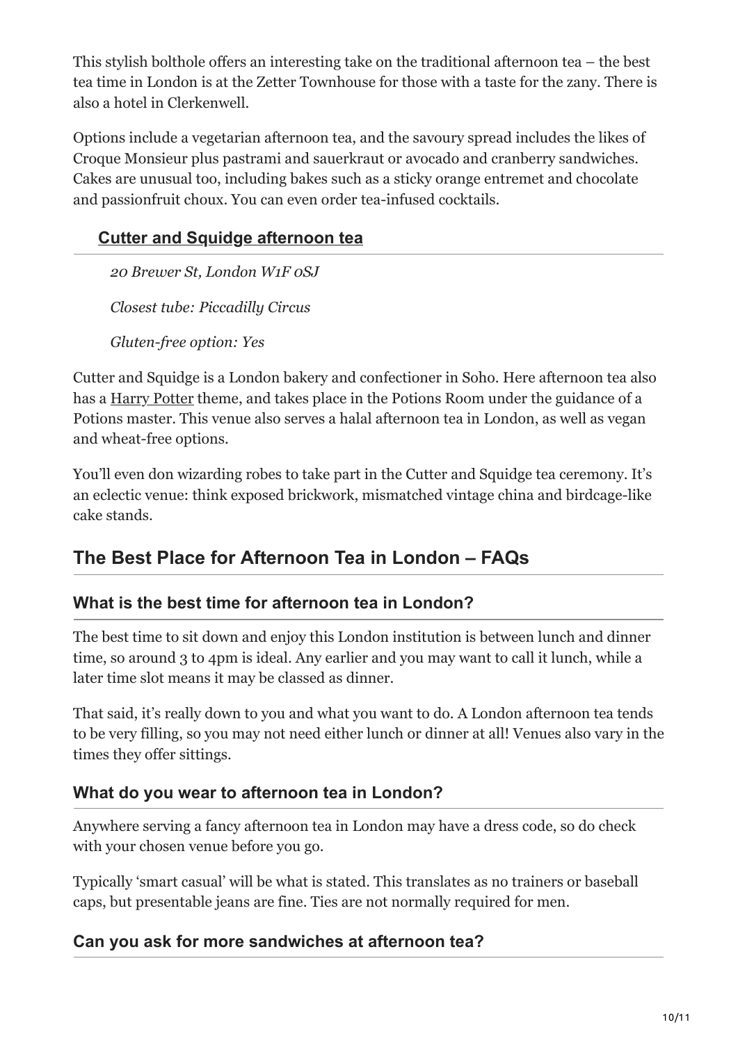This stylish bolthole offers an interesting take on the traditional afternoon tea – the best tea time in London is at the Zetter Townhouse for those with a taste for the zany. There is also a hotel in Clerkenwell.

Options include a vegetarian afternoon tea, and the savoury spread includes the likes of Croque Monsieur plus pastrami and sauerkraut or avocado and cranberry sandwiches. Cakes are unusual too, including bakes such as a sticky orange entremet and chocolate and passionfruit choux. You can even order tea-infused cocktails.

### Cutter and Squidge afternoon tea

*20 Brewer St, London W1F 0SJ*

*Closest tube: Piccadilly Circus*

*Gluten-free option: Yes*

Cutter and Squidge is a London bakery and confectioner in Soho. Here afternoon tea also has a Harry Potter theme, and takes place in the Potions Room under the guidance of a Potions master. This venue also serves a halal afternoon tea in London, as well as vegan and wheat-free options.

You'll even don wizarding robes to take part in the Cutter and Squidge tea ceremony. It's an eclectic venue: think exposed brickwork, mismatched vintage china and birdcage-like cake stands.

## The Best Place for Afternoon Tea in London – FAQs

### What is the best time for afternoon tea in London?

The best time to sit down and enjoy this London institution is between lunch and dinner time, so around 3 to 4pm is ideal. Any earlier and you may want to call it lunch, while a later time slot means it may be classed as dinner.

That said, it's really down to you and what you want to do. A London afternoon tea tends to be very filling, so you may not need either lunch or dinner at all! Venues also vary in the times they offer sittings.

### What do you wear to afternoon tea in London?

Anywhere serving a fancy afternoon tea in London may have a dress code, so do check with your chosen venue before you go.

Typically 'smart casual' will be what is stated. This translates as no trainers or baseball caps, but presentable jeans are fine. Ties are not normally required for men.

### Can you ask for more sandwiches at afternoon tea?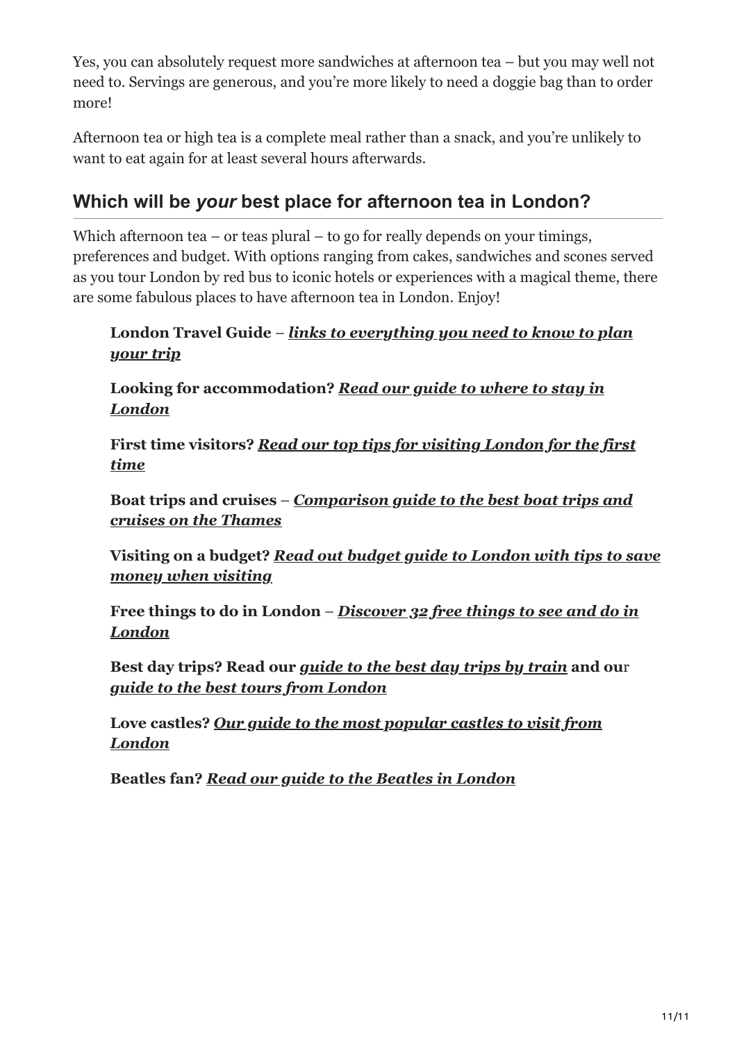Yes, you can absolutely request more sandwiches at afternoon tea – but you may well not need to. Servings are generous, and you're more likely to need a doggie bag than to order more!

Afternoon tea or high tea is a complete meal rather than a snack, and you're unlikely to want to eat again for at least several hours afterwards.

## Which will be *your* best place for afternoon tea in London?

Which afternoon tea – or teas plural – to go for really depends on your timings, preferences and budget. With options ranging from cakes, sandwiches and scones served as you tour London by red bus to iconic hotels or experiences with a magical theme, there are some fabulous places to have afternoon tea in London. Enjoy!

**London Travel Guide** – ***links to everything you need to know to plan your trip***

**Looking for accommodation?** ***Read our guide to where to stay in London***

**First time visitors?** ***Read our top tips for visiting London for the first time***

**Boat trips and cruises** – ***Comparison guide to the best boat trips and cruises on the Thames***

**Visiting on a budget?** ***Read out budget guide to London with tips to save money when visiting***

**Free things to do in London** – ***Discover 32 free things to see and do in London***

**Best day trips? Read our** ***guide to the best day trips by train*** **and our** ***guide to the best tours from London***

**Love castles?** ***Our guide to the most popular castles to visit from London***

**Beatles fan?** ***Read our guide to the Beatles in London***